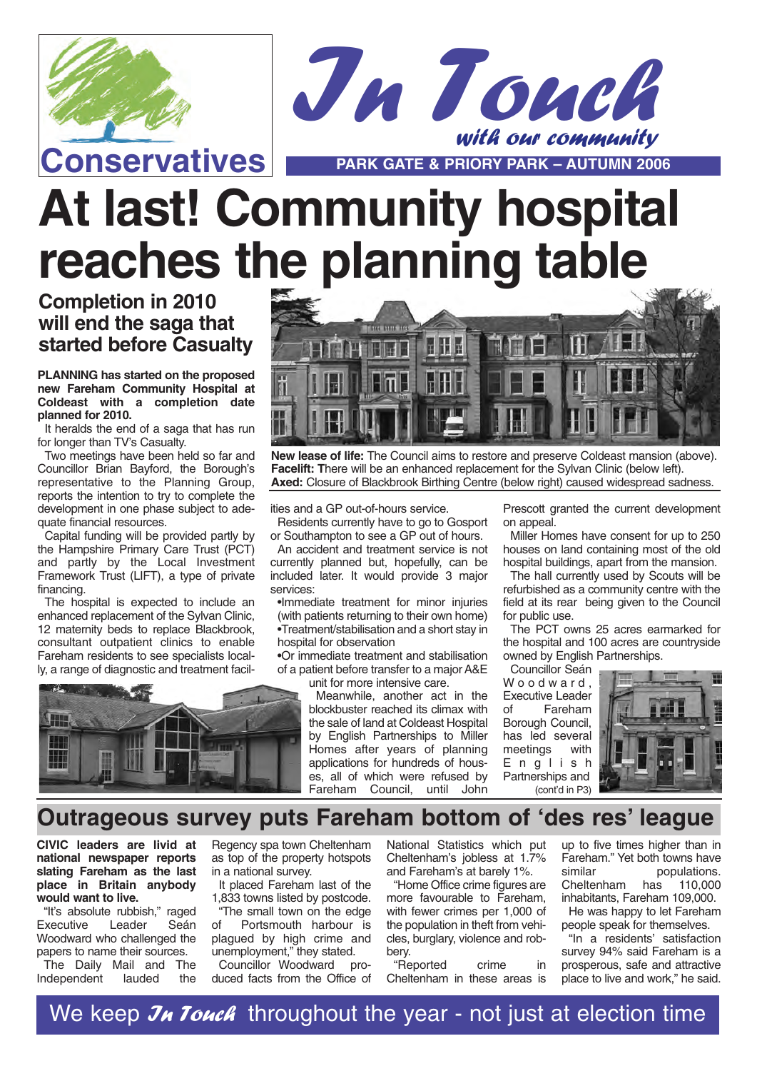Conservatives

# In Touch

*with our community*

PARK GATE & PRIORY PARK – AUTUMN 2006

# At last! Community hospital reaches the planning table

## Completion in 2010 will end the saga that started before Casualty

**New lease of life:** The Council aims to restore and preserve Coldeast mansion (above).
**Facelift: T**here will be an enhanced replacement for the Sylvan Clinic (below left).
**Axed:** Closure of Blackbrook Birthing Centre (below right) caused widespread sadness.

**PLANNING has started on the proposed new Fareham Community Hospital at Coldeast with a completion date planned for 2010.**

It heralds the end of a saga that has run for longer than TV's Casualty.

Two meetings have been held so far and Councillor Brian Bayford, the Borough's representative to the Planning Group, reports the intention to try to complete the development in one phase subject to adequate financial resources.

Capital funding will be provided partly by the Hampshire Primary Care Trust (PCT) and partly by the Local Investment Framework Trust (LIFT), a type of private financing.

The hospital is expected to include an enhanced replacement of the Sylvan Clinic, 12 maternity beds to replace Blackbrook, consultant outpatient clinics to enable Fareham residents to see specialists locally, a range of diagnostic and treatment facilities and a GP out-of-hours service.

Residents currently have to go to Gosport or Southampton to see a GP out of hours.

An accident and treatment service is not currently planned but, hopefully, can be included later. It would provide 3 major services:

- Immediate treatment for minor injuries (with patients returning to their own home)
- Treatment/stabilisation and a short stay in hospital for observation
- Or immediate treatment and stabilisation of a patient before transfer to a major A&E unit for more intensive care.

Meanwhile, another act in the blockbuster reached its climax with the sale of land at Coldeast Hospital by English Partnerships to Miller Homes after years of planning applications for hundreds of houses, all of which were refused by Fareham Council, until John Prescott granted the current development on appeal.

Miller Homes have consent for up to 250 houses on land containing most of the old hospital buildings, apart from the mansion.

The hall currently used by Scouts will be refurbished as a community centre with the field at its rear being given to the Council for public use.

The PCT owns 25 acres earmarked for the hospital and 100 acres are countryside owned by English Partnerships.

Councillor Seán Woodward, Executive Leader of Fareham Borough Council, has led several meetings with English Partnerships and (cont'd in P3)

## Outrageous survey puts Fareham bottom of 'des res' league

**CIVIC leaders are livid at national newspaper reports slating Fareham as the last place in Britain anybody would want to live.**

"It's absolute rubbish," raged Executive Leader Seán Woodward who challenged the papers to name their sources.

The Daily Mail and The Independent lauded the Regency spa town Cheltenham as top of the property hotspots in a national survey.

It placed Fareham last of the 1,833 towns listed by postcode.

"The small town on the edge of Portsmouth harbour is plagued by high crime and unemployment," they stated.

Councillor Woodward produced facts from the Office of National Statistics which put Cheltenham's jobless at 1.7% and Fareham's at barely 1%.

"Home Office crime figures are more favourable to Fareham, with fewer crimes per 1,000 of the population in theft from vehicles, burglary, violence and robbery.

"Reported crime in Cheltenham in these areas is up to five times higher than in Fareham." Yet both towns have similar populations. Cheltenham has 110,000 inhabitants, Fareham 109,000.

He was happy to let Fareham people speak for themselves.

"In a residents' satisfaction survey 94% said Fareham is a prosperous, safe and attractive place to live and work," he said.

We keep *In Touch* throughout the year - not just at election time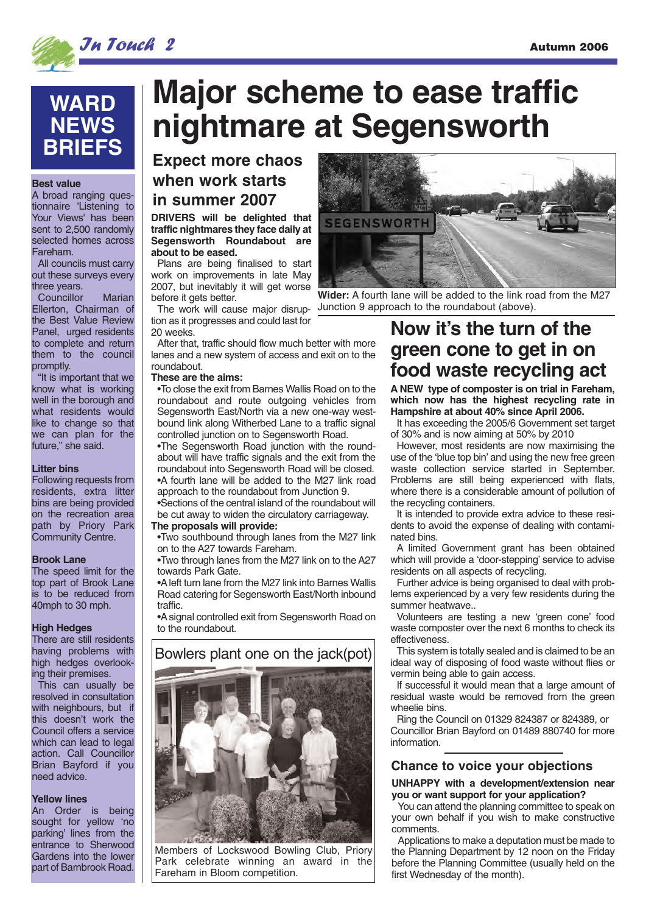# Major scheme to ease traffic nightmare at Segensworth

## Expect more chaos when work starts in summer 2007

**DRIVERS will be delighted that traffic nightmares they face daily at Segensworth Roundabout are about to be eased.**

Plans are being finalised to start work on improvements in late May 2007, but inevitably it will get worse before it gets better.

The work will cause major disruption as it progresses and could last for 20 weeks.

After that, traffic should flow much better with more lanes and a new system of access and exit on to the roundabout.

**These are the aims:**

- To close the exit from Barnes Wallis Road on to the roundabout and route outgoing vehicles from Segensworth East/North via a new one-way westbound link along Witherbed Lane to a traffic signal controlled junction on to Segensworth Road.
- The Segensworth Road junction with the roundabout will have traffic signals and the exit from the roundabout into Segensworth Road will be closed.
- A fourth lane will be added to the M27 link road approach to the roundabout from Junction 9.
- Sections of the central island of the roundabout will be cut away to widen the circulatory carriageway.

**The proposals will provide:**

- Two southbound through lanes from the M27 link on to the A27 towards Fareham.
- Two through lanes from the M27 link on to the A27 towards Park Gate.
- A left turn lane from the M27 link into Barnes Wallis Road catering for Segensworth East/North inbound traffic.
- A signal controlled exit from Segensworth Road on to the roundabout.

**Wider:** A fourth lane will be added to the link road from the M27 Junction 9 approach to the roundabout (above).

## Bowlers plant one on the jack(pot)

Members of Lockswood Bowling Club, Priory Park celebrate winning an award in the Fareham in Bloom competition.

## Now it's the turn of the green cone to get in on food waste recycling act

**A NEW type of composter is on trial in Fareham, which now has the highest recycling rate in Hampshire at about 40% since April 2006.**

It has exceeding the 2005/6 Government set target of 30% and is now aiming at 50% by 2010

However, most residents are now maximising the use of the 'blue top bin' and using the new free green waste collection service started in September. Problems are still being experienced with flats, where there is a considerable amount of pollution of the recycling containers.

It is intended to provide extra advice to these residents to avoid the expense of dealing with contaminated bins.

A limited Government grant has been obtained which will provide a 'door-stepping' service to advise residents on all aspects of recycling.

Further advice is being organised to deal with problems experienced by a very few residents during the summer heatwave..

Volunteers are testing a new 'green cone' food waste composter over the next 6 months to check its effectiveness.

This system is totally sealed and is claimed to be an ideal way of disposing of food waste without flies or vermin being able to gain access.

If successful it would mean that a large amount of residual waste would be removed from the green wheelie bins.

Ring the Council on 01329 824387 or 824389, or Councillor Brian Bayford on 01489 880740 for more information.

## Chance to voice your objections

**UNHAPPY with a development/extension near you or want support for your application?**

You can attend the planning committee to speak on your own behalf if you wish to make constructive comments.

Applications to make a deputation must be made to the Planning Department by 12 noon on the Friday before the Planning Committee (usually held on the first Wednesday of the month).

## WARD NEWS BRIEFS

### Best value

A broad ranging questionnaire 'Listening to Your Views' has been sent to 2,500 randomly selected homes across Fareham.

All councils must carry out these surveys every three years.

Councillor Marian Ellerton, Chairman of the Best Value Review Panel, urged residents to complete and return them to the council promptly.

"It is important that we know what is working well in the borough and what residents would like to change so that we can plan for the future," she said.

### Litter bins

Following requests from residents, extra litter bins are being provided on the recreation area path by Priory Park Community Centre.

### Brook Lane

The speed limit for the top part of Brook Lane is to be reduced from 40mph to 30 mph.

### High Hedges

There are still residents having problems with high hedges overlooking their premises.

This can usually be resolved in consultation with neighbours, but if this doesn't work the Council offers a service which can lead to legal action. Call Councillor Brian Bayford if you need advice.

### Yellow lines

An Order is being sought for yellow 'no parking' lines from the entrance to Sherwood Gardens into the lower part of Barnbrook Road.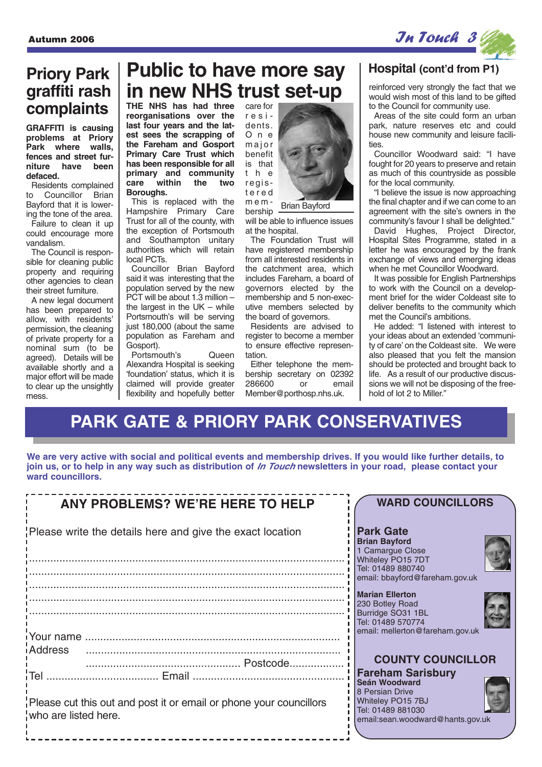## Priory Park graffiti rash complaints

**GRAFFITI is causing problems at Priory Park where walls, fences and street furniture have been defaced.**

Residents complained to Councillor Brian Bayford that it is lowering the tone of the area.

Failure to clean it up could encourage more vandalism.

The Council is responsible for cleaning public property and requiring other agencies to clean their street furniture.

A new legal document has been prepared to allow, with residents' permission, the cleaning of private property for a nominal sum (to be agreed). Details will be available shortly and a major effort will be made to clear up the unsightly mess.

## Public to have more say in new NHS trust set-up

**THE NHS has had three reorganisations over the last four years and the latest sees the scrapping of the Fareham and Gosport Primary Care Trust which has been responsible for all primary and community care within the two Boroughs.**

This is replaced with the Hampshire Primary Care Trust for all of the county, with the exception of Portsmouth and Southampton unitary authorities which will retain local PCTs.

Councillor Brian Bayford said it was interesting that the population served by the new PCT will be about 1.3 million – the largest in the UK – while Portsmouth's will be serving just 180,000 (about the same population as Fareham and Gosport).

Portsmouth's Queen Alexandra Hospital is seeking 'foundation' status, which it is claimed will provide greater flexibility and hopefully better care for residents. One major benefit is that the registered membership will be able to influence issues at the hospital.

Brian Bayford

The Foundation Trust will have registered membership from all interested residents in the catchment area, which includes Fareham, a board of governors elected by the membership and 5 non-executive members selected by the board of governors.

Residents are advised to register to become a member to ensure effective representation.

Either telephone the membership secretary on 02392 286600 or email Member@porthosp.nhs.uk.

## Hospital (cont'd from P1)

reinforced very strongly the fact that we would wish most of this land to be gifted to the Council for community use.

Areas of the site could form an urban park, nature reserves etc and could house new community and leisure facilities.

Councillor Woodward said: "I have fought for 20 years to preserve and retain as much of this countryside as possible for the local community.

"I believe the issue is now approaching the final chapter and if we can come to an agreement with the site's owners in the community's favour I shall be delighted."

David Hughes, Project Director, Hospital Sites Programme, stated in a letter he was encouraged by the frank exchange of views and emerging ideas when he met Councillor Woodward.

It was possible for English Partnerships to work with the Council on a development brief for the wider Coldeast site to deliver benefits to the community which met the Council's ambitions.

He added: "I listened with interest to your ideas about an extended 'community of care' on the Coldeast site. We were also pleased that you felt the mansion should be protected and brought back to life. As a result of our productive discussions we will not be disposing of the freehold of lot 2 to Miller."

# PARK GATE & PRIORY PARK CONSERVATIVES

**We are very active with social and political events and membership drives. If you would like further details, to join us, or to help in any way such as distribution of *In Touch* newsletters in your road, please contact your ward councillors.**

### ANY PROBLEMS? WE'RE HERE TO HELP

Please write the details here and give the exact location

..................................................................................................

..................................................................................................

..................................................................................................

..................................................................................................

..................................................................................................

Your name ..................................................................................

Address ..................................................................................

.................................................. Postcode..................

Tel .................................... Email ...............................................

Please cut this out and post it or email or phone your councillors who are listed here.

### WARD COUNCILLORS

**Park Gate**
**Brian Bayford**
1 Camargue Close
Whiteley PO15 7DT
Tel: 01489 880740
email: bbayford@fareham.gov.uk

**Marian Ellerton**
230 Botley Road
Burridge SO31 1BL
Tel: 01489 570774
email: mellerton@fareham.gov.uk

### COUNTY COUNCILLOR

**Fareham Sarisbury**
**Seán Woodward**
8 Persian Drive
Whiteley PO15 7BJ
Tel: 01489 881030
email:sean.woodward@hants.gov.uk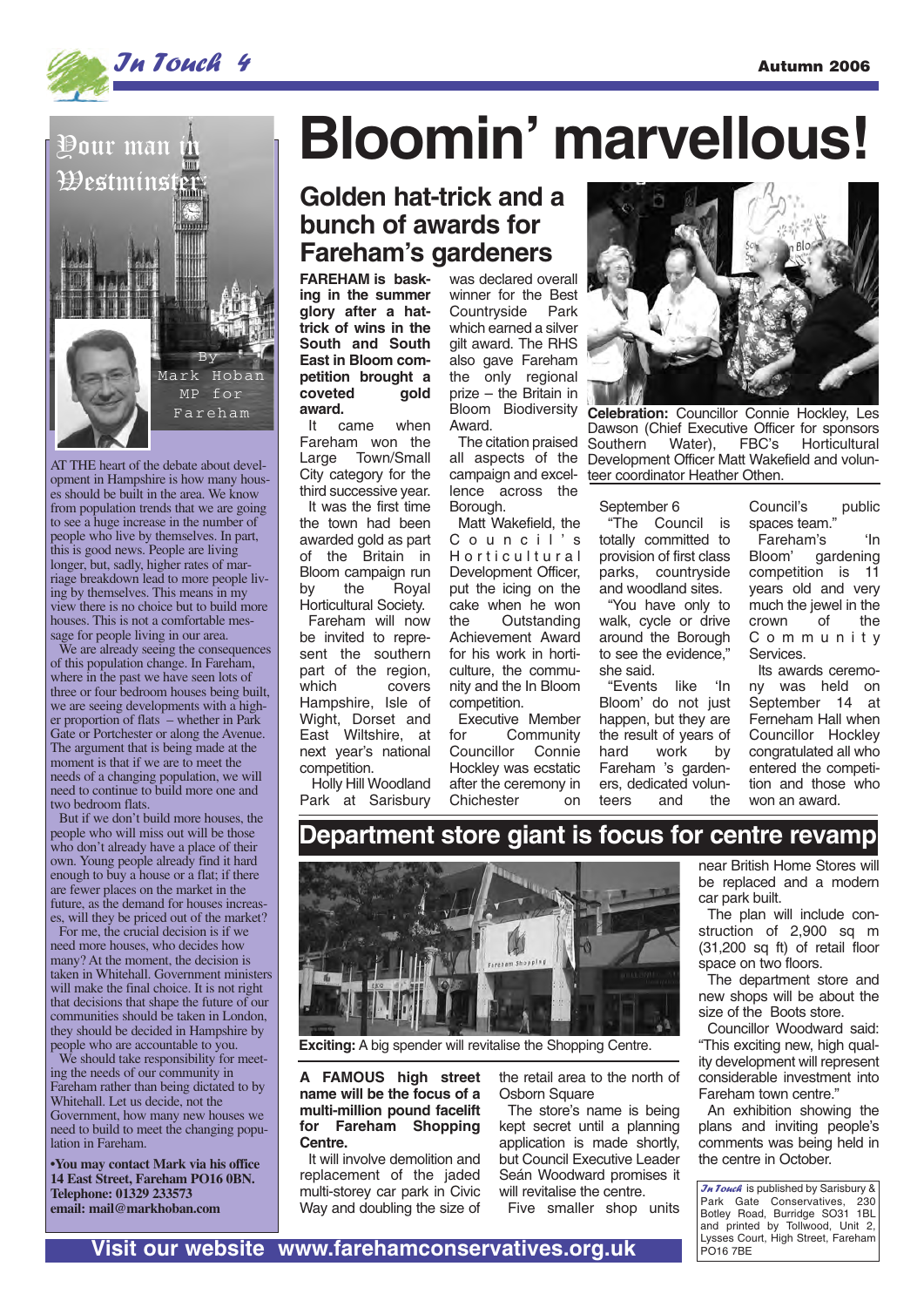# Bloomin' marvellous!

## Golden hat-trick and a bunch of awards for Fareham's gardeners

**FAREHAM is basking in the summer glory after a hat-trick of wins in the South and South East in Bloom competition brought a coveted gold award.**

It came when Fareham won the Large Town/Small City category for the third successive year.

It was the first time the town had been awarded gold as part of the Britain in Bloom campaign run by the Royal Horticultural Society.

Fareham will now be invited to represent the southern part of the region, which covers Hampshire, Isle of Wight, Dorset and East Wiltshire, at next year's national competition.

Holly Hill Woodland Park at Sarisbury was declared overall winner for the Best Countryside Park which earned a silver gilt award. The RHS also gave Fareham the only regional prize – the Britain in Bloom Biodiversity Award.

The citation praised all aspects of the campaign and excellence across the Borough.

Matt Wakefield, the Council's Horticultural Development Officer, put the icing on the cake when he won the Outstanding Achievement Award for his work in horticulture, the community and the In Bloom competition.

Executive Member for Community Councillor Connie Hockley was ecstatic after the ceremony in Chichester on September 6

"The Council is totally committed to provision of first class parks, countryside and woodland sites.

"You have only to walk, cycle or drive around the Borough to see the evidence," she said.

"Events like 'In Bloom' do not just happen, but they are the result of years of hard work by Fareham 's gardeners, dedicated volunteers and the Council's public spaces team."

Fareham's 'In Bloom' gardening competition is 11 years old and very much the jewel in the crown of the Community Services.

Its awards ceremony was held on September 14 at Ferneham Hall when Councillor Hockley congratulated all who entered the competition and those who won an award.

**Celebration:** Councillor Connie Hockley, Les Dawson (Chief Executive Officer for sponsors Southern Water), FBC's Horticultural Development Officer Matt Wakefield and volunteer coordinator Heather Othen.

## Your man in Westminster

By Mark Hoban MP for Fareham

AT THE heart of the debate about development in Hampshire is how many houses should be built in the area. We know from population trends that we are going to see a huge increase in the number of people who live by themselves. In part, this is good news. People are living longer, but, sadly, higher rates of marriage breakdown lead to more people living by themselves. This means in my view there is no choice but to build more houses. This is not a comfortable message for people living in our area.

We are already seeing the consequences of this population change. In Fareham, where in the past we have seen lots of three or four bedroom houses being built, we are seeing developments with a higher proportion of flats – whether in Park Gate or Portchester or along the Avenue. The argument that is being made at the moment is that if we are to meet the needs of a changing population, we will need to continue to build more one and two bedroom flats.

But if we don't build more houses, the people who will miss out will be those who don't already have a place of their own. Young people already find it hard enough to buy a house or a flat; if there are fewer places on the market in the future, as the demand for houses increases, will they be priced out of the market?

For me, the crucial decision is if we need more houses, who decides how many? At the moment, the decision is taken in Whitehall. Government ministers will make the final choice. It is not right that decisions that shape the future of our communities should be taken in London, they should be decided in Hampshire by people who are accountable to you.

We should take responsibility for meeting the needs of our community in Fareham rather than being dictated to by Whitehall. Let us decide, not the Government, how many new houses we need to build to meet the changing population in Fareham.

**•You may contact Mark via his office 14 East Street, Fareham PO16 0BN. Telephone: 01329 233573 email: mail@markhoban.com**

## Department store giant is focus for centre revamp

**Exciting:** A big spender will revitalise the Shopping Centre.

**A FAMOUS high street name will be the focus of a multi-million pound facelift for Fareham Shopping Centre.**

It will involve demolition and replacement of the jaded multi-storey car park in Civic Way and doubling the size of the retail area to the north of Osborn Square

The store's name is being kept secret until a planning application is made shortly, but Council Executive Leader Seán Woodward promises it will revitalise the centre.

Five smaller shop units near British Home Stores will be replaced and a modern car park built.

The plan will include construction of 2,900 sq m (31,200 sq ft) of retail floor space on two floors.

The department store and new shops will be about the size of the Boots store.

Councillor Woodward said: "This exciting new, high quality development will represent considerable investment into Fareham town centre."

An exhibition showing the plans and inviting people's comments was being held in the centre in October.

*In Touch* is published by Sarisbury & Park Gate Conservatives, 230 Botley Road, Burridge SO31 1BL and printed by Tollwood, Unit 2, Lysses Court, High Street, Fareham PO16 7BE

**Visit our website www.farehamconservatives.org.uk**